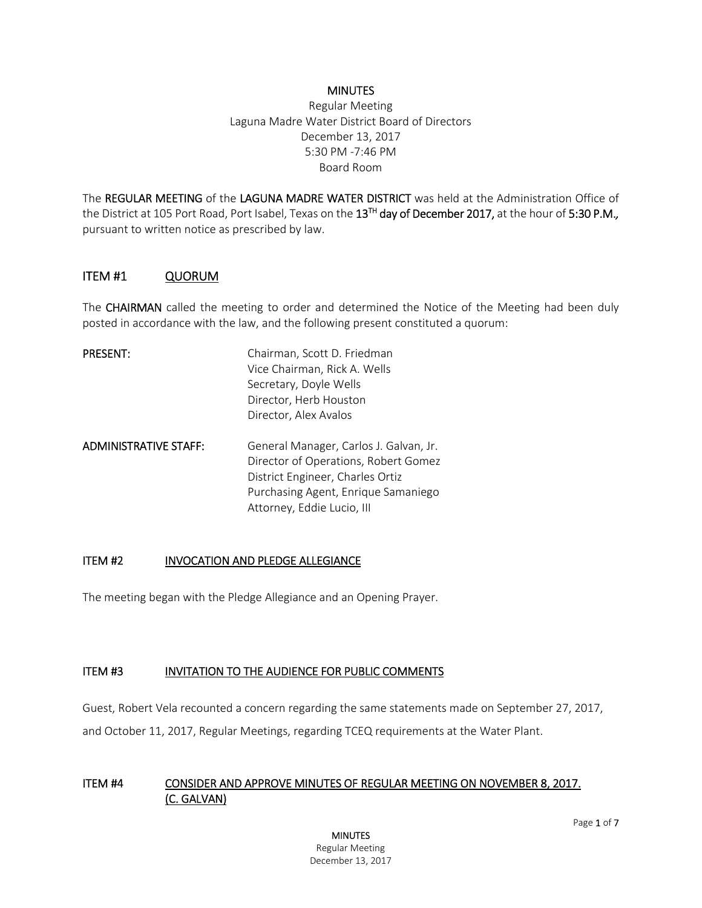# MINUTES

Regular Meeting
Laguna Madre Water District Board of Directors
December 13, 2017
5:30 PM -7:46 PM
Board Room

The **REGULAR MEETING** of the **LAGUNA MADRE WATER DISTRICT** was held at the Administration Office of the District at 105 Port Road, Port Isabel, Texas on the **13TH day of December 2017,** at the hour of **5:30 P.M.,** pursuant to written notice as prescribed by law.

## ITEM #1 QUORUM

The **CHAIRMAN** called the meeting to order and determined the Notice of the Meeting had been duly posted in accordance with the law, and the following present constituted a quorum:

**PRESENT:**
Chairman, Scott D. Friedman
Vice Chairman, Rick A. Wells
Secretary, Doyle Wells
Director, Herb Houston
Director, Alex Avalos

**ADMINISTRATIVE STAFF:**
General Manager, Carlos J. Galvan, Jr.
Director of Operations, Robert Gomez
District Engineer, Charles Ortiz
Purchasing Agent, Enrique Samaniego
Attorney, Eddie Lucio, III

## ITEM #2 INVOCATION AND PLEDGE ALLEGIANCE

The meeting began with the Pledge Allegiance and an Opening Prayer.

## ITEM #3 INVITATION TO THE AUDIENCE FOR PUBLIC COMMENTS

Guest, Robert Vela recounted a concern regarding the same statements made on September 27, 2017, and October 11, 2017, Regular Meetings, regarding TCEQ requirements at the Water Plant.

## ITEM #4 CONSIDER AND APPROVE MINUTES OF REGULAR MEETING ON NOVEMBER 8, 2017. (C. GALVAN)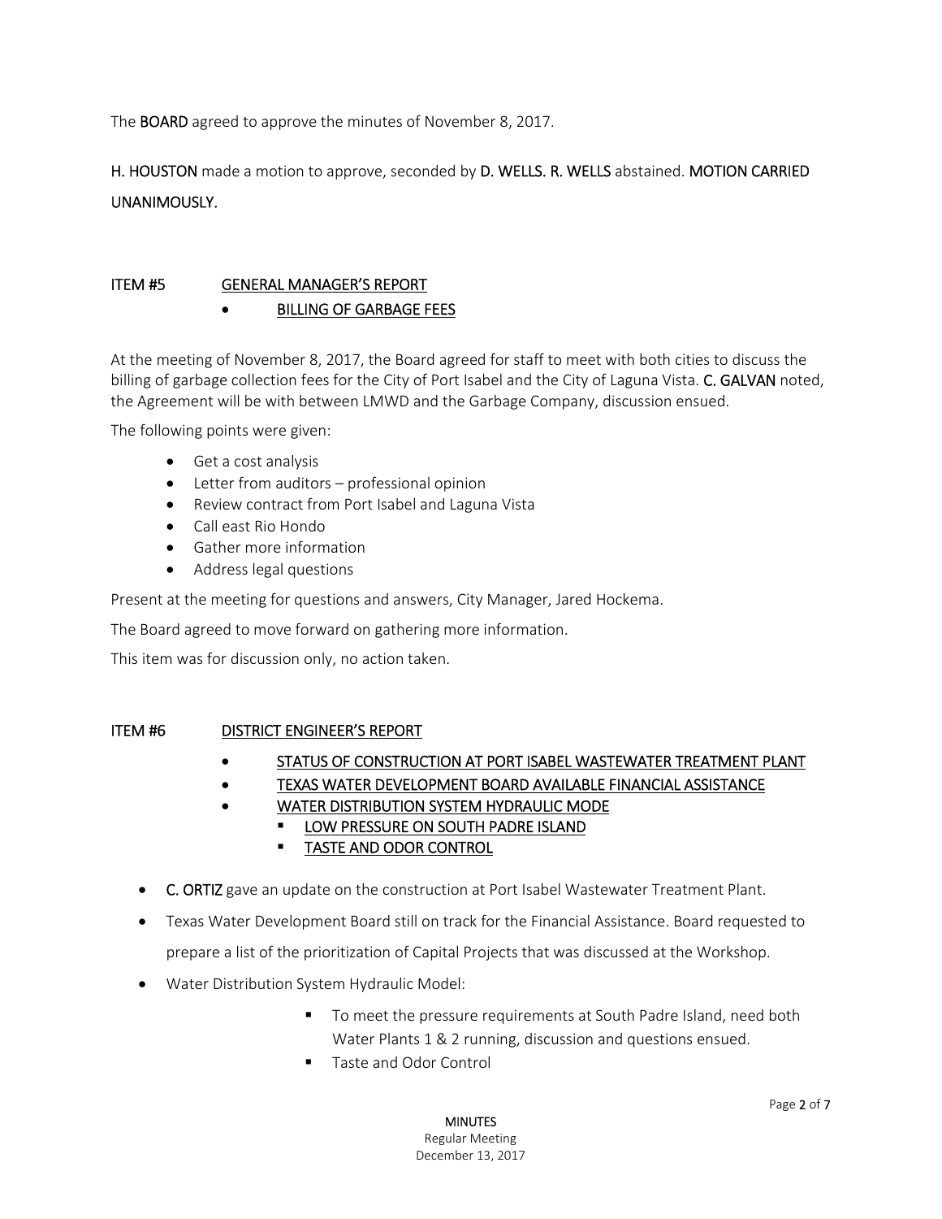The **BOARD** agreed to approve the minutes of November 8, 2017.

**H. HOUSTON** made a motion to approve, seconded by **D. WELLS. R. WELLS** abstained. **MOTION CARRIED UNANIMOUSLY.**

## ITEM #5 GENERAL MANAGER'S REPORT

- BILLING OF GARBAGE FEES

At the meeting of November 8, 2017, the Board agreed for staff to meet with both cities to discuss the billing of garbage collection fees for the City of Port Isabel and the City of Laguna Vista. **C. GALVAN** noted, the Agreement will be with between LMWD and the Garbage Company, discussion ensued.

The following points were given:

- Get a cost analysis
- Letter from auditors – professional opinion
- Review contract from Port Isabel and Laguna Vista
- Call east Rio Hondo
- Gather more information
- Address legal questions

Present at the meeting for questions and answers, City Manager, Jared Hockema.

The Board agreed to move forward on gathering more information.

This item was for discussion only, no action taken.

## ITEM #6 DISTRICT ENGINEER'S REPORT

- STATUS OF CONSTRUCTION AT PORT ISABEL WASTEWATER TREATMENT PLANT
- TEXAS WATER DEVELOPMENT BOARD AVAILABLE FINANCIAL ASSISTANCE
- WATER DISTRIBUTION SYSTEM HYDRAULIC MODE
  - LOW PRESSURE ON SOUTH PADRE ISLAND
  - TASTE AND ODOR CONTROL

- **C. ORTIZ** gave an update on the construction at Port Isabel Wastewater Treatment Plant.
- Texas Water Development Board still on track for the Financial Assistance. Board requested to prepare a list of the prioritization of Capital Projects that was discussed at the Workshop.
- Water Distribution System Hydraulic Model:
  - To meet the pressure requirements at South Padre Island, need both Water Plants 1 & 2 running, discussion and questions ensued.
  - Taste and Odor Control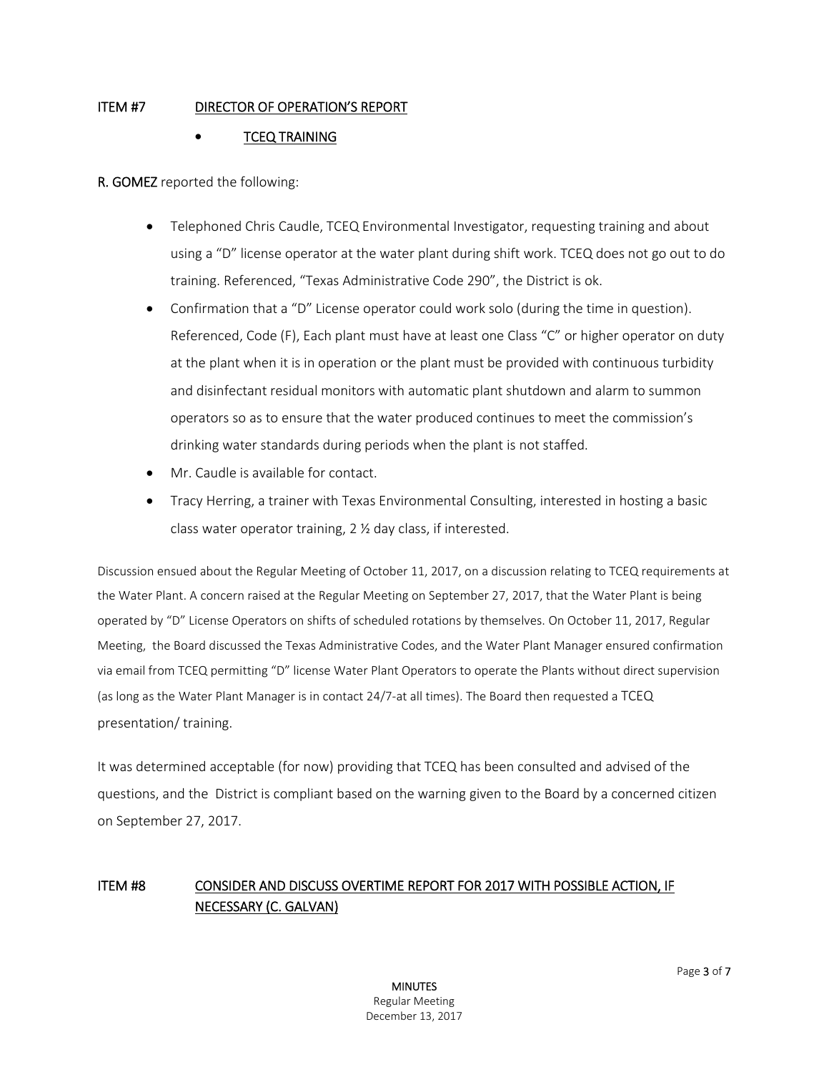**ITEM #7** **DIRECTOR OF OPERATION'S REPORT**

- **TCEQ TRAINING**

**R. GOMEZ** reported the following:

- Telephoned Chris Caudle, TCEQ Environmental Investigator, requesting training and about using a "D" license operator at the water plant during shift work. TCEQ does not go out to do training. Referenced, "Texas Administrative Code 290", the District is ok.
- Confirmation that a "D" License operator could work solo (during the time in question). Referenced, Code (F), Each plant must have at least one Class "C" or higher operator on duty at the plant when it is in operation or the plant must be provided with continuous turbidity and disinfectant residual monitors with automatic plant shutdown and alarm to summon operators so as to ensure that the water produced continues to meet the commission's drinking water standards during periods when the plant is not staffed.
- Mr. Caudle is available for contact.
- Tracy Herring, a trainer with Texas Environmental Consulting, interested in hosting a basic class water operator training, 2 ½ day class, if interested.

Discussion ensued about the Regular Meeting of October 11, 2017, on a discussion relating to TCEQ requirements at the Water Plant. A concern raised at the Regular Meeting on September 27, 2017, that the Water Plant is being operated by "D" License Operators on shifts of scheduled rotations by themselves. On October 11, 2017, Regular Meeting, the Board discussed the Texas Administrative Codes, and the Water Plant Manager ensured confirmation via email from TCEQ permitting "D" license Water Plant Operators to operate the Plants without direct supervision (as long as the Water Plant Manager is in contact 24/7-at all times). The Board then requested a TCEQ presentation/ training.

It was determined acceptable (for now) providing that TCEQ has been consulted and advised of the questions, and the District is compliant based on the warning given to the Board by a concerned citizen on September 27, 2017.

**ITEM #8** **CONSIDER AND DISCUSS OVERTIME REPORT FOR 2017 WITH POSSIBLE ACTION, IF NECESSARY (C. GALVAN)**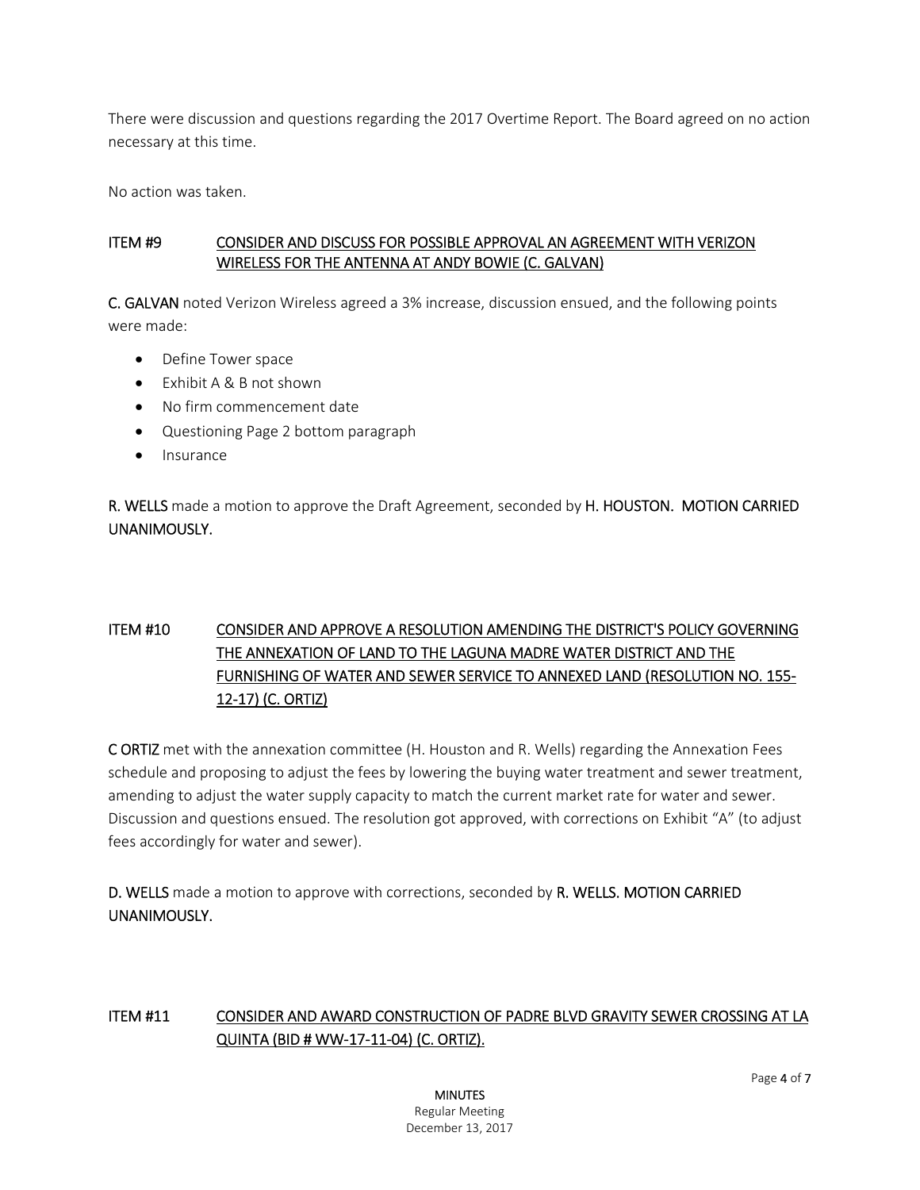There were discussion and questions regarding the 2017 Overtime Report. The Board agreed on no action necessary at this time.

No action was taken.

## ITEM #9 CONSIDER AND DISCUSS FOR POSSIBLE APPROVAL AN AGREEMENT WITH VERIZON WIRELESS FOR THE ANTENNA AT ANDY BOWIE (C. GALVAN)

**C. GALVAN** noted Verizon Wireless agreed a 3% increase, discussion ensued, and the following points were made:

- Define Tower space
- Exhibit A & B not shown
- No firm commencement date
- Questioning Page 2 bottom paragraph
- Insurance

**R. WELLS** made a motion to approve the Draft Agreement, seconded by **H. HOUSTON. MOTION CARRIED UNANIMOUSLY.**

## ITEM #10 CONSIDER AND APPROVE A RESOLUTION AMENDING THE DISTRICT'S POLICY GOVERNING THE ANNEXATION OF LAND TO THE LAGUNA MADRE WATER DISTRICT AND THE FURNISHING OF WATER AND SEWER SERVICE TO ANNEXED LAND (RESOLUTION NO. 155-12-17) (C. ORTIZ)

**C ORTIZ** met with the annexation committee (H. Houston and R. Wells) regarding the Annexation Fees schedule and proposing to adjust the fees by lowering the buying water treatment and sewer treatment, amending to adjust the water supply capacity to match the current market rate for water and sewer. Discussion and questions ensued. The resolution got approved, with corrections on Exhibit "A" (to adjust fees accordingly for water and sewer).

**D. WELLS** made a motion to approve with corrections, seconded by **R. WELLS. MOTION CARRIED UNANIMOUSLY.**

## ITEM #11 CONSIDER AND AWARD CONSTRUCTION OF PADRE BLVD GRAVITY SEWER CROSSING AT LA QUINTA (BID # WW-17-11-04) (C. ORTIZ).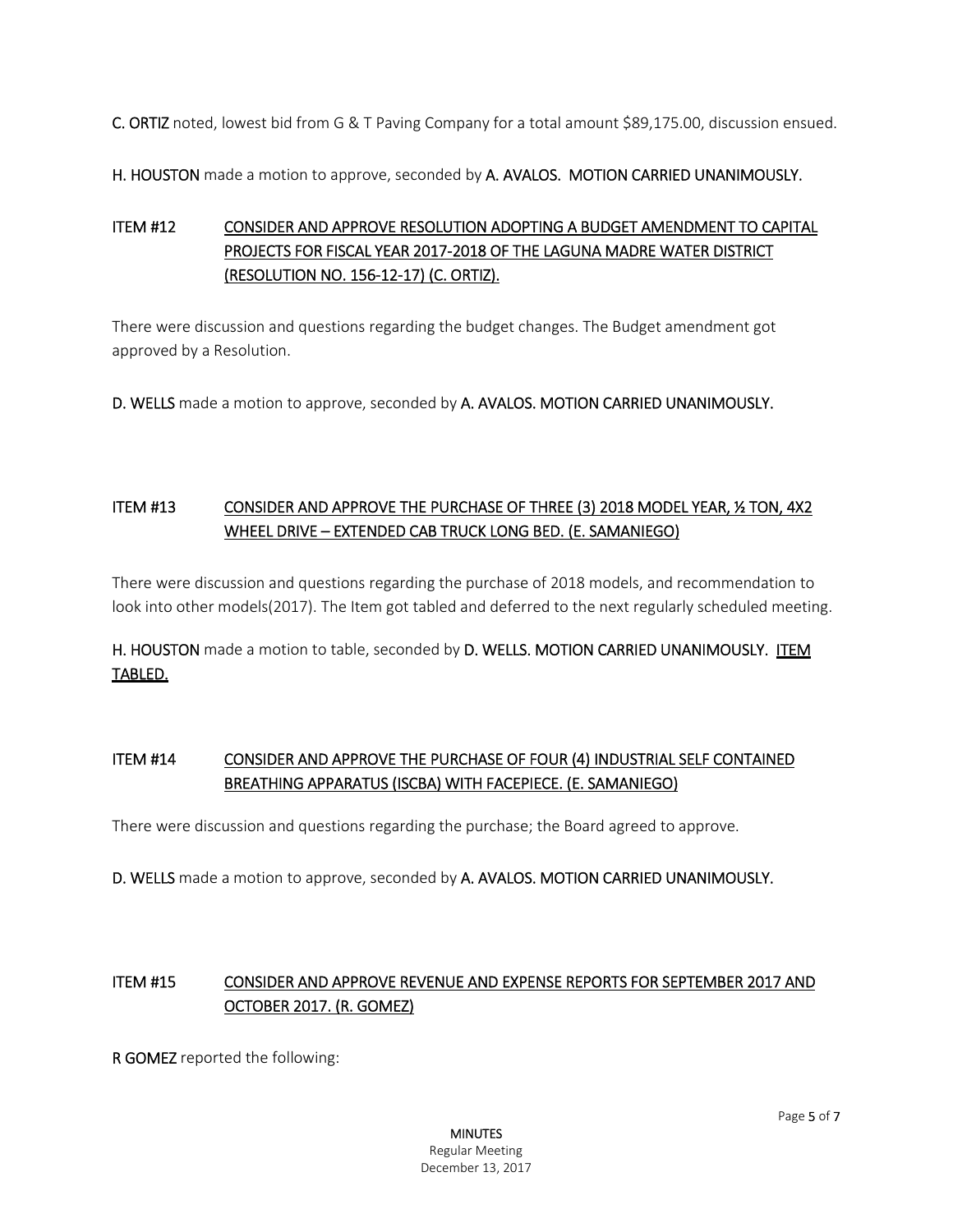**C. ORTIZ** noted, lowest bid from G & T Paving Company for a total amount $89,175.00, discussion ensued.

**H. HOUSTON** made a motion to approve, seconded by **A. AVALOS. MOTION CARRIED UNANIMOUSLY.**

## ITEM #12 CONSIDER AND APPROVE RESOLUTION ADOPTING A BUDGET AMENDMENT TO CAPITAL PROJECTS FOR FISCAL YEAR 2017-2018 OF THE LAGUNA MADRE WATER DISTRICT (RESOLUTION NO. 156-12-17) (C. ORTIZ).

There were discussion and questions regarding the budget changes. The Budget amendment got approved by a Resolution.

**D. WELLS** made a motion to approve, seconded by **A. AVALOS. MOTION CARRIED UNANIMOUSLY.**

## ITEM #13 CONSIDER AND APPROVE THE PURCHASE OF THREE (3) 2018 MODEL YEAR, ½ TON, 4X2 WHEEL DRIVE – EXTENDED CAB TRUCK LONG BED. (E. SAMANIEGO)

There were discussion and questions regarding the purchase of 2018 models, and recommendation to look into other models(2017). The Item got tabled and deferred to the next regularly scheduled meeting.

**H. HOUSTON** made a motion to table, seconded by **D. WELLS. MOTION CARRIED UNANIMOUSLY. ITEM TABLED.**

## ITEM #14 CONSIDER AND APPROVE THE PURCHASE OF FOUR (4) INDUSTRIAL SELF CONTAINED BREATHING APPARATUS (ISCBA) WITH FACEPIECE. (E. SAMANIEGO)

There were discussion and questions regarding the purchase; the Board agreed to approve.

**D. WELLS** made a motion to approve, seconded by **A. AVALOS. MOTION CARRIED UNANIMOUSLY.**

## ITEM #15 CONSIDER AND APPROVE REVENUE AND EXPENSE REPORTS FOR SEPTEMBER 2017 AND OCTOBER 2017. (R. GOMEZ)

**R GOMEZ** reported the following: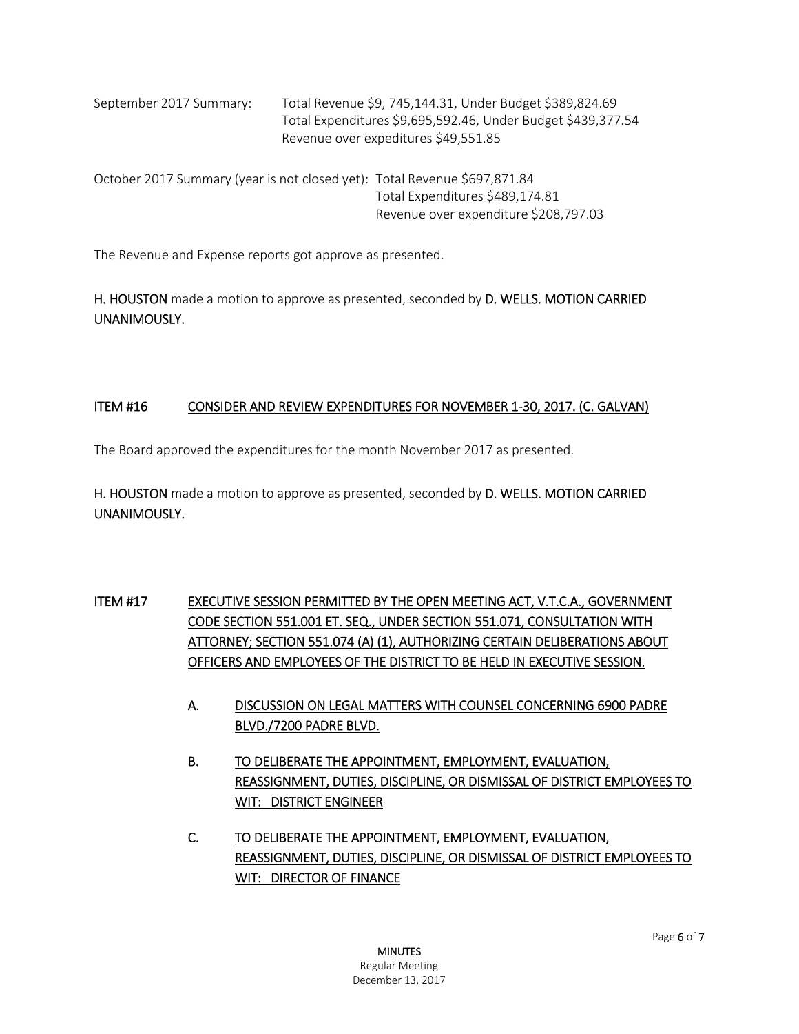September 2017 Summary: Total Revenue $9, 745,144.31, Under Budget $389,824.69
Total Expenditures $9,695,592.46, Under Budget $439,377.54
Revenue over expeditures $49,551.85

October 2017 Summary (year is not closed yet): Total Revenue $697,871.84
Total Expenditures $489,174.81
Revenue over expenditure $208,797.03

The Revenue and Expense reports got approve as presented.

H. HOUSTON made a motion to approve as presented, seconded by D. WELLS. MOTION CARRIED UNANIMOUSLY.

## ITEM #16 CONSIDER AND REVIEW EXPENDITURES FOR NOVEMBER 1-30, 2017. (C. GALVAN)

The Board approved the expenditures for the month November 2017 as presented.

H. HOUSTON made a motion to approve as presented, seconded by D. WELLS. MOTION CARRIED UNANIMOUSLY.

## ITEM #17 EXECUTIVE SESSION PERMITTED BY THE OPEN MEETING ACT, V.T.C.A., GOVERNMENT CODE SECTION 551.001 ET. SEQ., UNDER SECTION 551.071, CONSULTATION WITH ATTORNEY; SECTION 551.074 (A) (1), AUTHORIZING CERTAIN DELIBERATIONS ABOUT OFFICERS AND EMPLOYEES OF THE DISTRICT TO BE HELD IN EXECUTIVE SESSION.

A. DISCUSSION ON LEGAL MATTERS WITH COUNSEL CONCERNING 6900 PADRE BLVD./7200 PADRE BLVD.

B. TO DELIBERATE THE APPOINTMENT, EMPLOYMENT, EVALUATION, REASSIGNMENT, DUTIES, DISCIPLINE, OR DISMISSAL OF DISTRICT EMPLOYEES TO WIT: DISTRICT ENGINEER

C. TO DELIBERATE THE APPOINTMENT, EMPLOYMENT, EVALUATION, REASSIGNMENT, DUTIES, DISCIPLINE, OR DISMISSAL OF DISTRICT EMPLOYEES TO WIT: DIRECTOR OF FINANCE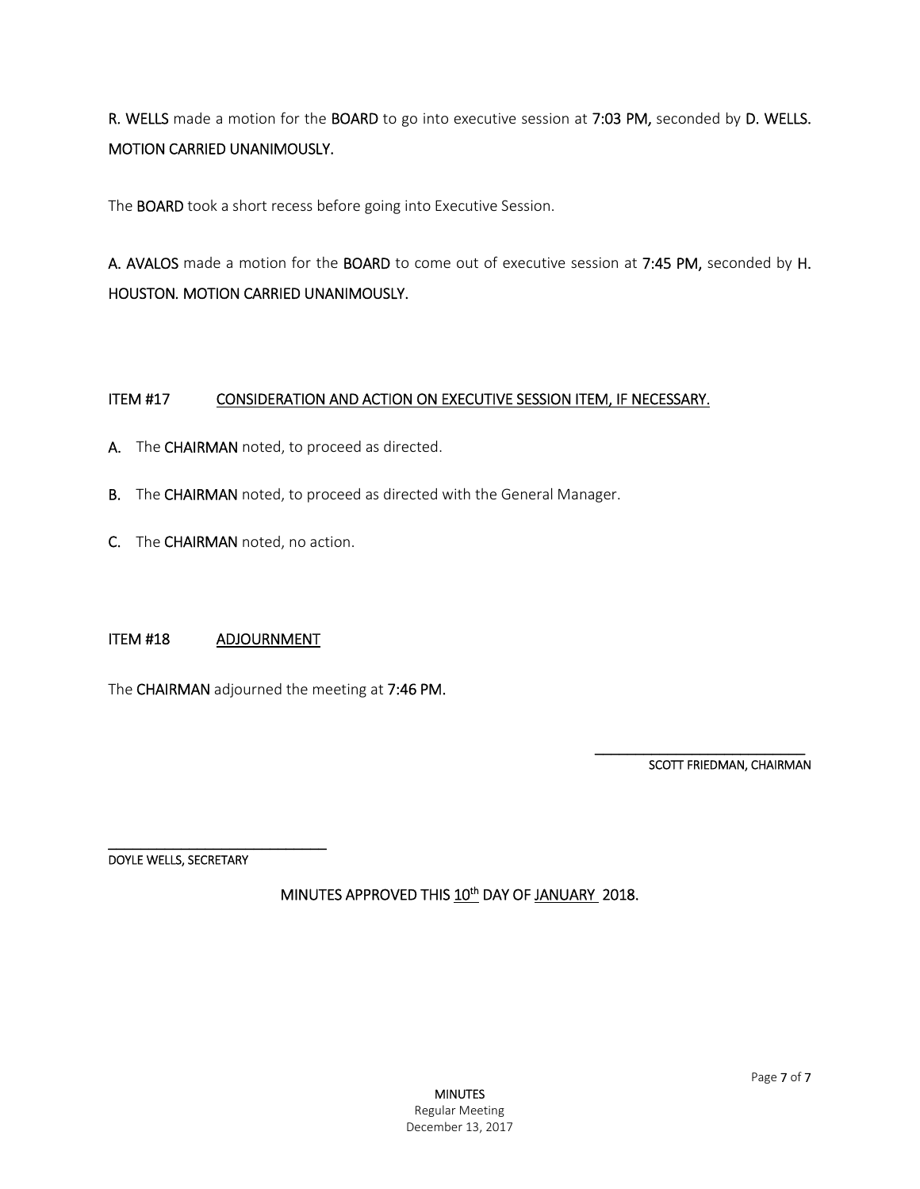**R. WELLS** made a motion for the **BOARD** to go into executive session at **7:03 PM,** seconded by **D. WELLS. MOTION CARRIED UNANIMOUSLY.**

The **BOARD** took a short recess before going into Executive Session.

**A. AVALOS** made a motion for the **BOARD** to come out of executive session at **7:45 PM,** seconded by **H. HOUSTON. MOTION CARRIED UNANIMOUSLY.**

**ITEM #17** **CONSIDERATION AND ACTION ON EXECUTIVE SESSION ITEM, IF NECESSARY.**

**A.** The **CHAIRMAN** noted, to proceed as directed.

**B.** The **CHAIRMAN** noted, to proceed as directed with the General Manager.

**C.** The **CHAIRMAN** noted, no action.

**ITEM #18** **ADJOURNMENT**

The **CHAIRMAN** adjourned the meeting at **7:46 PM.**

\_\_\_\_\_\_\_\_\_\_\_\_\_\_\_\_\_\_\_\_\_\_\_\_\_\_\_\_
SCOTT FRIEDMAN, CHAIRMAN

\_\_\_\_\_\_\_\_\_\_\_\_\_\_\_\_\_\_\_\_\_\_\_\_\_\_\_\_
DOYLE WELLS, SECRETARY

MINUTES APPROVED THIS 10th DAY OF JANUARY 2018.